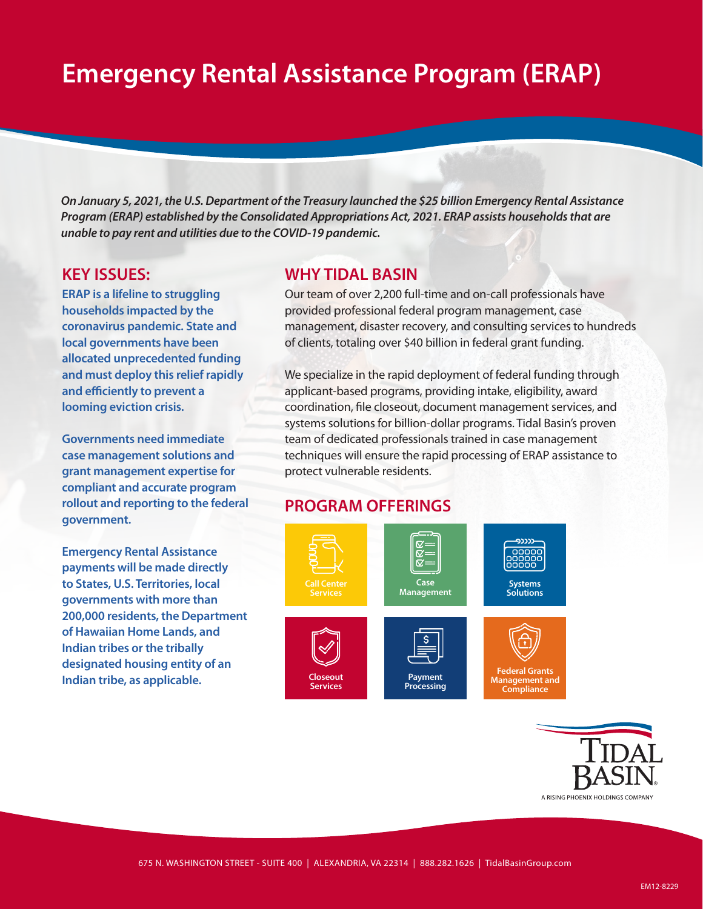# Emergency Rental Assistance Program (ERAP)

*On January 5, 2021, the U.S. Department of the Treasury launched the $25 billion Emergency Rental Assistance Program (ERAP) established by the Consolidated Appropriations Act, 2021. ERAP assists households that are unable to pay rent and utilities due to the COVID-19 pandemic.*

## KEY ISSUES:

**ERAP is a lifeline to struggling households impacted by the coronavirus pandemic. State and local governments have been allocated unprecedented funding and must deploy this relief rapidly and efficiently to prevent a looming eviction crisis.**

**Governments need immediate case management solutions and grant management expertise for compliant and accurate program rollout and reporting to the federal government.**

**Emergency Rental Assistance payments will be made directly to States, U.S. Territories, local governments with more than 200,000 residents, the Department of Hawaiian Home Lands, and Indian tribes or the tribally designated housing entity of an Indian tribe, as applicable.**

## WHY TIDAL BASIN

Our team of over 2,200 full-time and on-call professionals have provided professional federal program management, case management, disaster recovery, and consulting services to hundreds of clients, totaling over $40 billion in federal grant funding.

We specialize in the rapid deployment of federal funding through applicant-based programs, providing intake, eligibility, award coordination, file closeout, document management services, and systems solutions for billion-dollar programs. Tidal Basin's proven team of dedicated professionals trained in case management techniques will ensure the rapid processing of ERAP assistance to protect vulnerable residents.

## PROGRAM OFFERINGS

- Call Center Services
- Case Management
- Systems Solutions
- Closeout Services
- Payment Processing
- Federal Grants Management and Compliance

TIDAL BASIN
A RISING PHOENIX HOLDINGS COMPANY

675 N. WASHINGTON STREET - SUITE 400 | ALEXANDRIA, VA 22314 | 888.282.1626 | TidalBasinGroup.com

EM12-8229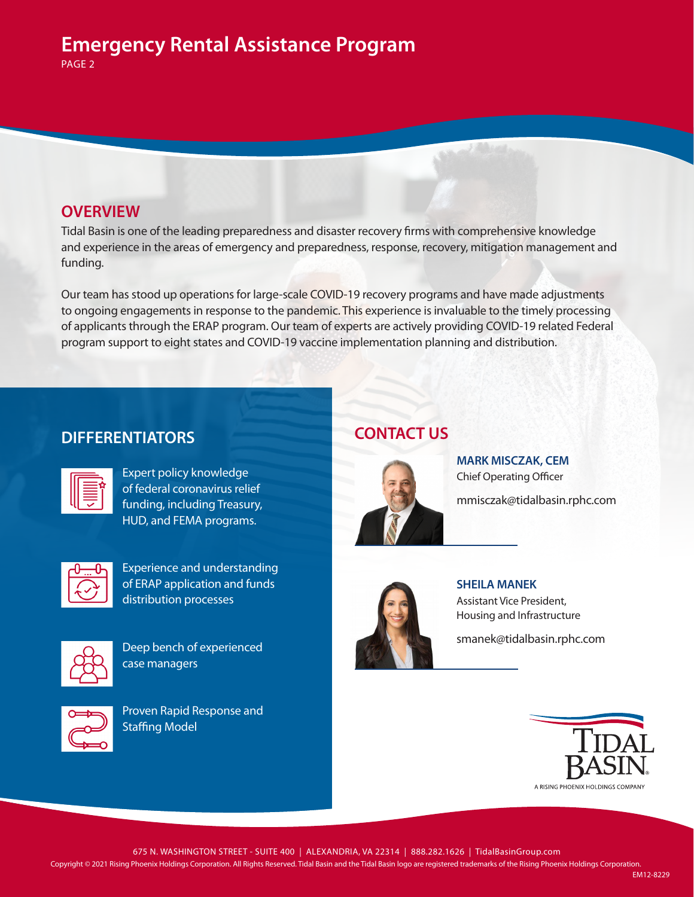# Emergency Rental Assistance Program

PAGE 2

## OVERVIEW

Tidal Basin is one of the leading preparedness and disaster recovery firms with comprehensive knowledge and experience in the areas of emergency and preparedness, response, recovery, mitigation management and funding.

Our team has stood up operations for large-scale COVID-19 recovery programs and have made adjustments to ongoing engagements in response to the pandemic. This experience is invaluable to the timely processing of applicants through the ERAP program. Our team of experts are actively providing COVID-19 related Federal program support to eight states and COVID-19 vaccine implementation planning and distribution.

## DIFFERENTIATORS

- Expert policy knowledge of federal coronavirus relief funding, including Treasury, HUD, and FEMA programs.
- Experience and understanding of ERAP application and funds distribution processes
- Deep bench of experienced case managers
- Proven Rapid Response and Staffing Model

## CONTACT US

**MARK MISCZAK, CEM**
Chief Operating Officer
mmisczak@tidalbasin.rphc.com

**SHEILA MANEK**
Assistant Vice President, Housing and Infrastructure
smanek@tidalbasin.rphc.com

TIDAL BASIN
A RISING PHOENIX HOLDINGS COMPANY

675 N. WASHINGTON STREET - SUITE 400 | ALEXANDRIA, VA 22314 | 888.282.1626 | TidalBasinGroup.com

Copyright © 2021 Rising Phoenix Holdings Corporation. All Rights Reserved. Tidal Basin and the Tidal Basin logo are registered trademarks of the Rising Phoenix Holdings Corporation.

EM12-8229